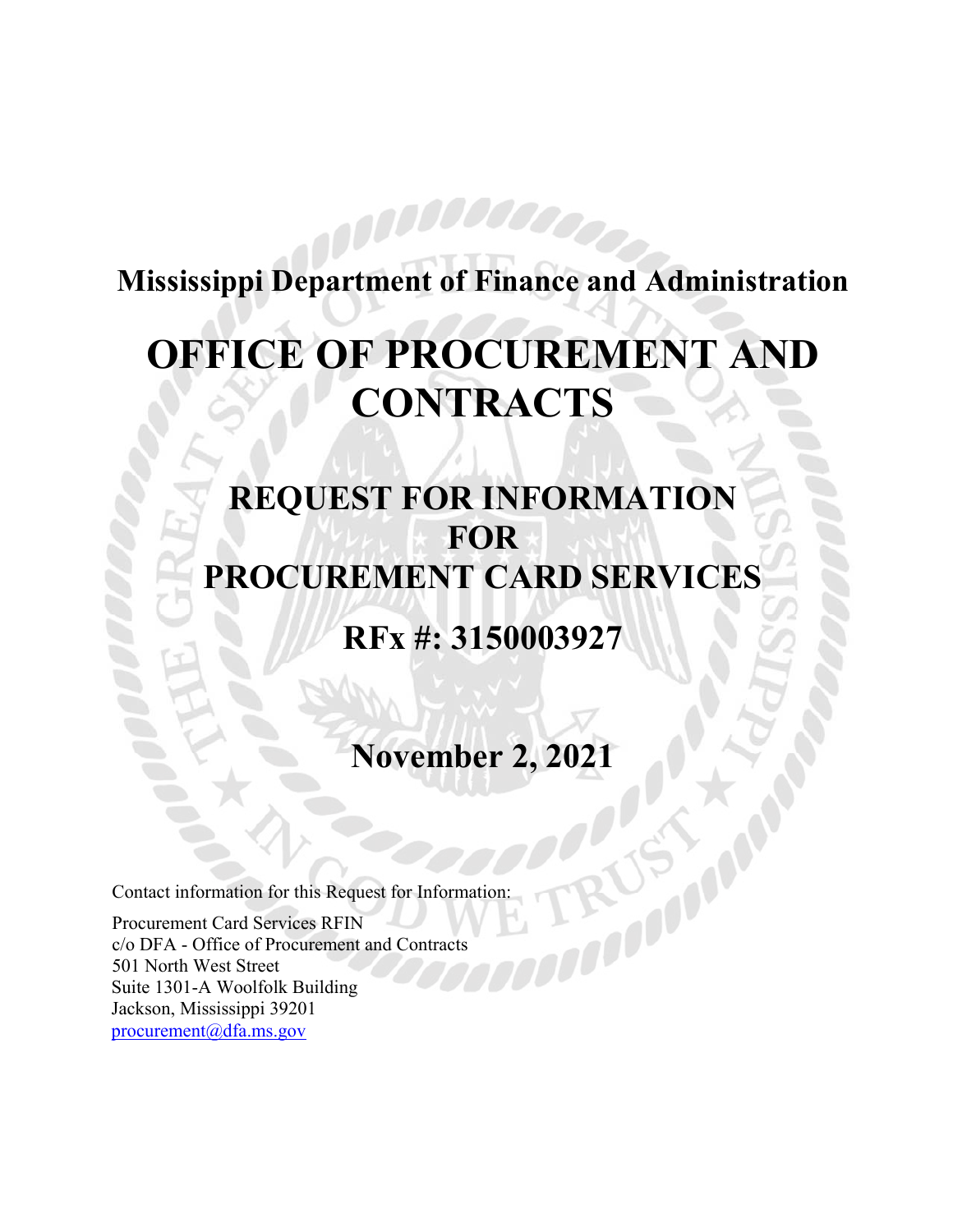**Mississippi Department of Finance and Administration**

# OFFICE OF PROCUREMENT AND CONTRACTS

## REQUEST FOR INFORMATION FOR PROCUREMENT CARD SERVICES

## RFx #: 3150003927

## November 2, 2021

Contact information for this Request for Information:

Procurement Card Services RFIN
c/o DFA - Office of Procurement and Contracts
501 North West Street
Suite 1301-A Woolfolk Building
Jackson, Mississippi 39201
procurement@dfa.ms.gov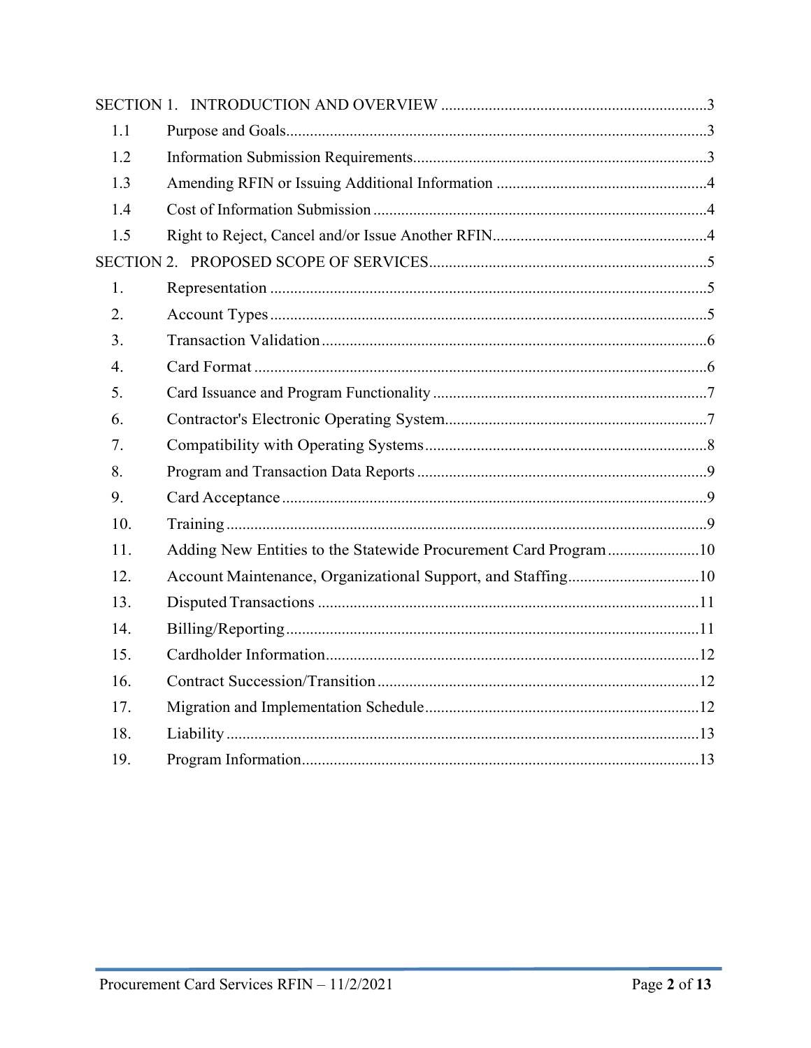| | | |
|---|---|---|
| SECTION 1. | INTRODUCTION AND OVERVIEW | 3 |
| 1.1 | Purpose and Goals | 3 |
| 1.2 | Information Submission Requirements | 3 |
| 1.3 | Amending RFIN or Issuing Additional Information | 4 |
| 1.4 | Cost of Information Submission | 4 |
| 1.5 | Right to Reject, Cancel and/or Issue Another RFIN | 4 |
| SECTION 2. | PROPOSED SCOPE OF SERVICES | 5 |
| 1. | Representation | 5 |
| 2. | Account Types | 5 |
| 3. | Transaction Validation | 6 |
| 4. | Card Format | 6 |
| 5. | Card Issuance and Program Functionality | 7 |
| 6. | Contractor's Electronic Operating System | 7 |
| 7. | Compatibility with Operating Systems | 8 |
| 8. | Program and Transaction Data Reports | 9 |
| 9. | Card Acceptance | 9 |
| 10. | Training | 9 |
| 11. | Adding New Entities to the Statewide Procurement Card Program | 10 |
| 12. | Account Maintenance, Organizational Support, and Staffing | 10 |
| 13. | Disputed Transactions | 11 |
| 14. | Billing/Reporting | 11 |
| 15. | Cardholder Information | 12 |
| 16. | Contract Succession/Transition | 12 |
| 17. | Migration and Implementation Schedule | 12 |
| 18. | Liability | 13 |
| 19. | Program Information | 13 |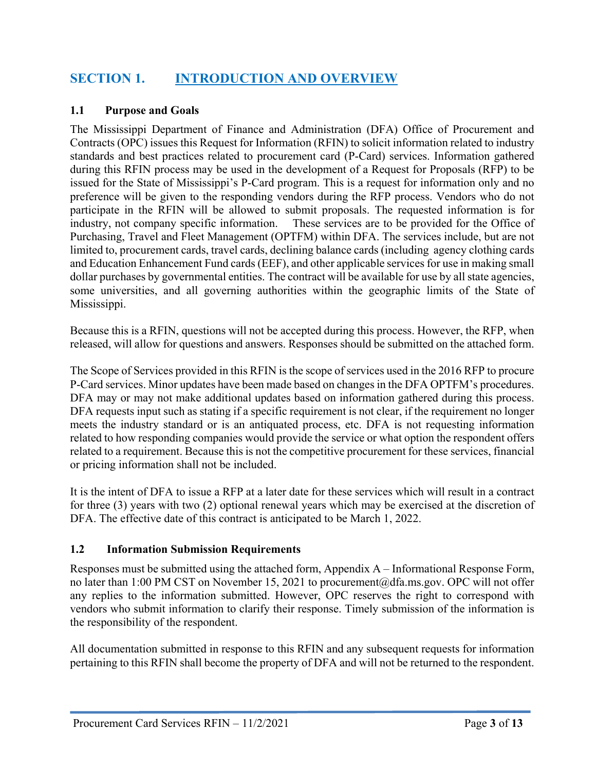# SECTION 1. INTRODUCTION AND OVERVIEW

## 1.1 Purpose and Goals

The Mississippi Department of Finance and Administration (DFA) Office of Procurement and Contracts (OPC) issues this Request for Information (RFIN) to solicit information related to industry standards and best practices related to procurement card (P-Card) services. Information gathered during this RFIN process may be used in the development of a Request for Proposals (RFP) to be issued for the State of Mississippi's P-Card program. This is a request for information only and no preference will be given to the responding vendors during the RFP process. Vendors who do not participate in the RFIN will be allowed to submit proposals. The requested information is for industry, not company specific information. These services are to be provided for the Office of Purchasing, Travel and Fleet Management (OPTFM) within DFA. The services include, but are not limited to, procurement cards, travel cards, declining balance cards (including agency clothing cards and Education Enhancement Fund cards (EEF), and other applicable services for use in making small dollar purchases by governmental entities. The contract will be available for use by all state agencies, some universities, and all governing authorities within the geographic limits of the State of Mississippi.

Because this is a RFIN, questions will not be accepted during this process. However, the RFP, when released, will allow for questions and answers. Responses should be submitted on the attached form.

The Scope of Services provided in this RFIN is the scope of services used in the 2016 RFP to procure P-Card services. Minor updates have been made based on changes in the DFA OPTFM's procedures. DFA may or may not make additional updates based on information gathered during this process. DFA requests input such as stating if a specific requirement is not clear, if the requirement no longer meets the industry standard or is an antiquated process, etc. DFA is not requesting information related to how responding companies would provide the service or what option the respondent offers related to a requirement. Because this is not the competitive procurement for these services, financial or pricing information shall not be included.

It is the intent of DFA to issue a RFP at a later date for these services which will result in a contract for three (3) years with two (2) optional renewal years which may be exercised at the discretion of DFA. The effective date of this contract is anticipated to be March 1, 2022.

## 1.2 Information Submission Requirements

Responses must be submitted using the attached form, Appendix A – Informational Response Form, no later than 1:00 PM CST on November 15, 2021 to procurement@dfa.ms.gov. OPC will not offer any replies to the information submitted. However, OPC reserves the right to correspond with vendors who submit information to clarify their response. Timely submission of the information is the responsibility of the respondent.

All documentation submitted in response to this RFIN and any subsequent requests for information pertaining to this RFIN shall become the property of DFA and will not be returned to the respondent.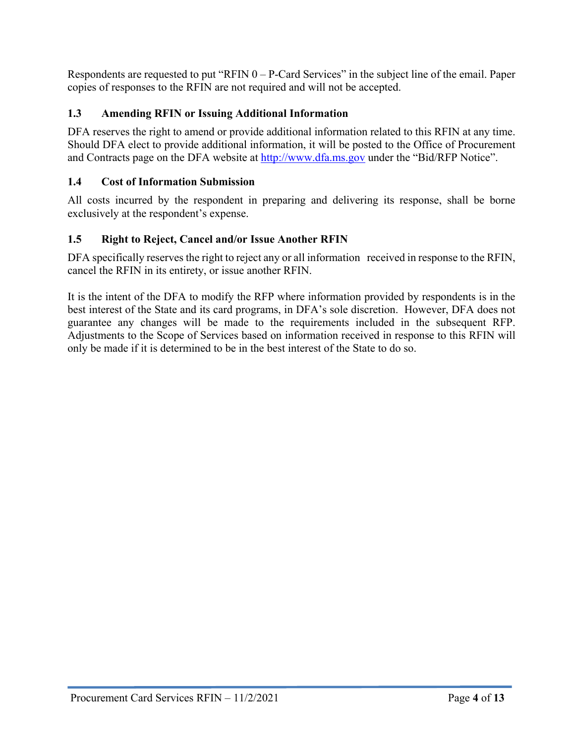Respondents are requested to put “RFIN 0 – P-Card Services” in the subject line of the email. Paper copies of responses to the RFIN are not required and will not be accepted.

### 1.3 Amending RFIN or Issuing Additional Information

DFA reserves the right to amend or provide additional information related to this RFIN at any time. Should DFA elect to provide additional information, it will be posted to the Office of Procurement and Contracts page on the DFA website at http://www.dfa.ms.gov under the “Bid/RFP Notice”.

### 1.4 Cost of Information Submission

All costs incurred by the respondent in preparing and delivering its response, shall be borne exclusively at the respondent’s expense.

### 1.5 Right to Reject, Cancel and/or Issue Another RFIN

DFA specifically reserves the right to reject any or all information received in response to the RFIN, cancel the RFIN in its entirety, or issue another RFIN.

It is the intent of the DFA to modify the RFP where information provided by respondents is in the best interest of the State and its card programs, in DFA’s sole discretion. However, DFA does not guarantee any changes will be made to the requirements included in the subsequent RFP. Adjustments to the Scope of Services based on information received in response to this RFIN will only be made if it is determined to be in the best interest of the State to do so.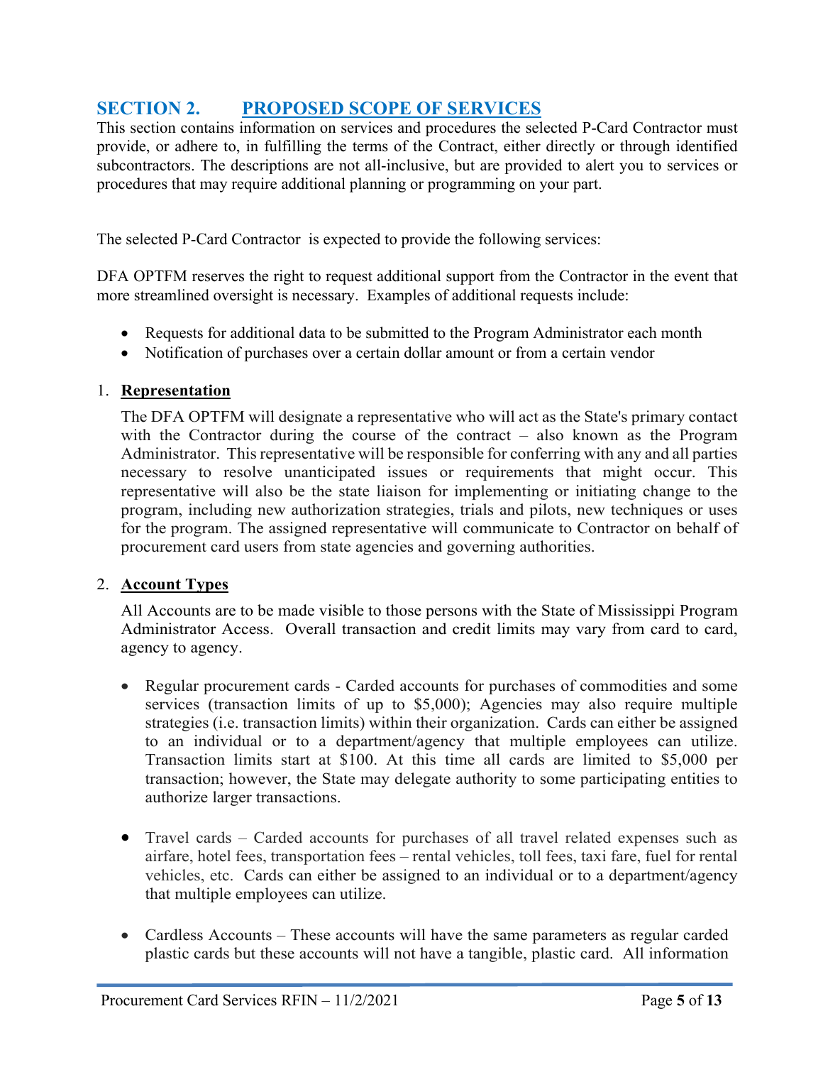## SECTION 2. PROPOSED SCOPE OF SERVICES

This section contains information on services and procedures the selected P-Card Contractor must provide, or adhere to, in fulfilling the terms of the Contract, either directly or through identified subcontractors. The descriptions are not all-inclusive, but are provided to alert you to services or procedures that may require additional planning or programming on your part.

The selected P-Card Contractor is expected to provide the following services:

DFA OPTFM reserves the right to request additional support from the Contractor in the event that more streamlined oversight is necessary. Examples of additional requests include:

- Requests for additional data to be submitted to the Program Administrator each month
- Notification of purchases over a certain dollar amount or from a certain vendor

1. **Representation**

   The DFA OPTFM will designate a representative who will act as the State's primary contact with the Contractor during the course of the contract – also known as the Program Administrator. This representative will be responsible for conferring with any and all parties necessary to resolve unanticipated issues or requirements that might occur. This representative will also be the state liaison for implementing or initiating change to the program, including new authorization strategies, trials and pilots, new techniques or uses for the program. The assigned representative will communicate to Contractor on behalf of procurement card users from state agencies and governing authorities.

2. **Account Types**

   All Accounts are to be made visible to those persons with the State of Mississippi Program Administrator Access. Overall transaction and credit limits may vary from card to card, agency to agency.

   - Regular procurement cards - Carded accounts for purchases of commodities and some services (transaction limits of up to $5,000); Agencies may also require multiple strategies (i.e. transaction limits) within their organization. Cards can either be assigned to an individual or to a department/agency that multiple employees can utilize. Transaction limits start at $100. At this time all cards are limited to $5,000 per transaction; however, the State may delegate authority to some participating entities to authorize larger transactions.

   - Travel cards – Carded accounts for purchases of all travel related expenses such as airfare, hotel fees, transportation fees – rental vehicles, toll fees, taxi fare, fuel for rental vehicles, etc. Cards can either be assigned to an individual or to a department/agency that multiple employees can utilize.

   - Cardless Accounts – These accounts will have the same parameters as regular carded plastic cards but these accounts will not have a tangible, plastic card. All information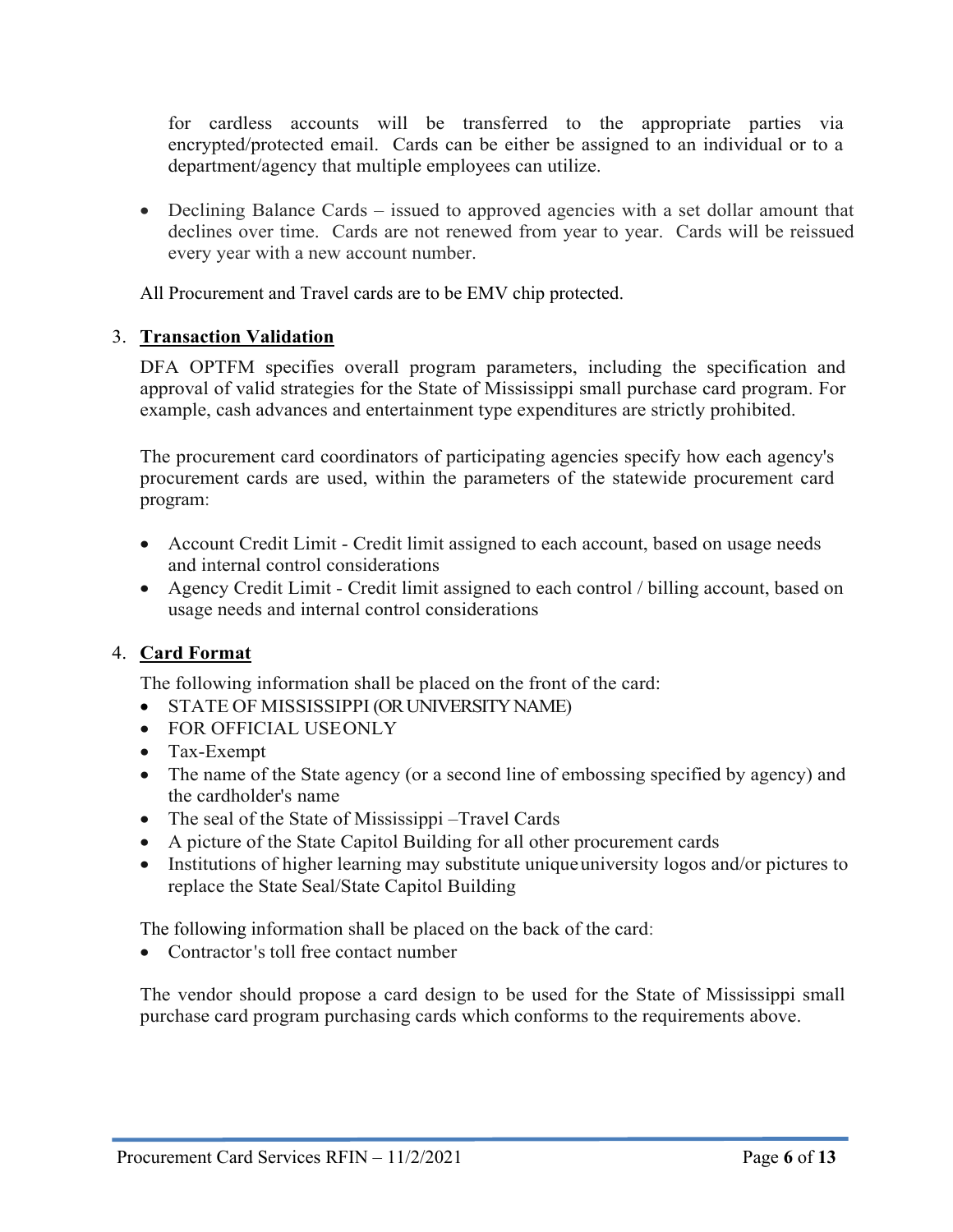for cardless accounts will be transferred to the appropriate parties via encrypted/protected email. Cards can be either be assigned to an individual or to a department/agency that multiple employees can utilize.

- Declining Balance Cards – issued to approved agencies with a set dollar amount that declines over time. Cards are not renewed from year to year. Cards will be reissued every year with a new account number.

All Procurement and Travel cards are to be EMV chip protected.

3. **Transaction Validation**

DFA OPTFM specifies overall program parameters, including the specification and approval of valid strategies for the State of Mississippi small purchase card program. For example, cash advances and entertainment type expenditures are strictly prohibited.

The procurement card coordinators of participating agencies specify how each agency's procurement cards are used, within the parameters of the statewide procurement card program:

- Account Credit Limit - Credit limit assigned to each account, based on usage needs and internal control considerations
- Agency Credit Limit - Credit limit assigned to each control / billing account, based on usage needs and internal control considerations

4. **Card Format**

The following information shall be placed on the front of the card:

- STATE OF MISSISSIPPI (OR UNIVERSITY NAME)
- FOR OFFICIAL USE ONLY
- Tax-Exempt
- The name of the State agency (or a second line of embossing specified by agency) and the cardholder's name
- The seal of the State of Mississippi –Travel Cards
- A picture of the State Capitol Building for all other procurement cards
- Institutions of higher learning may substitute unique university logos and/or pictures to replace the State Seal/State Capitol Building

The following information shall be placed on the back of the card:

- Contractor's toll free contact number

The vendor should propose a card design to be used for the State of Mississippi small purchase card program purchasing cards which conforms to the requirements above.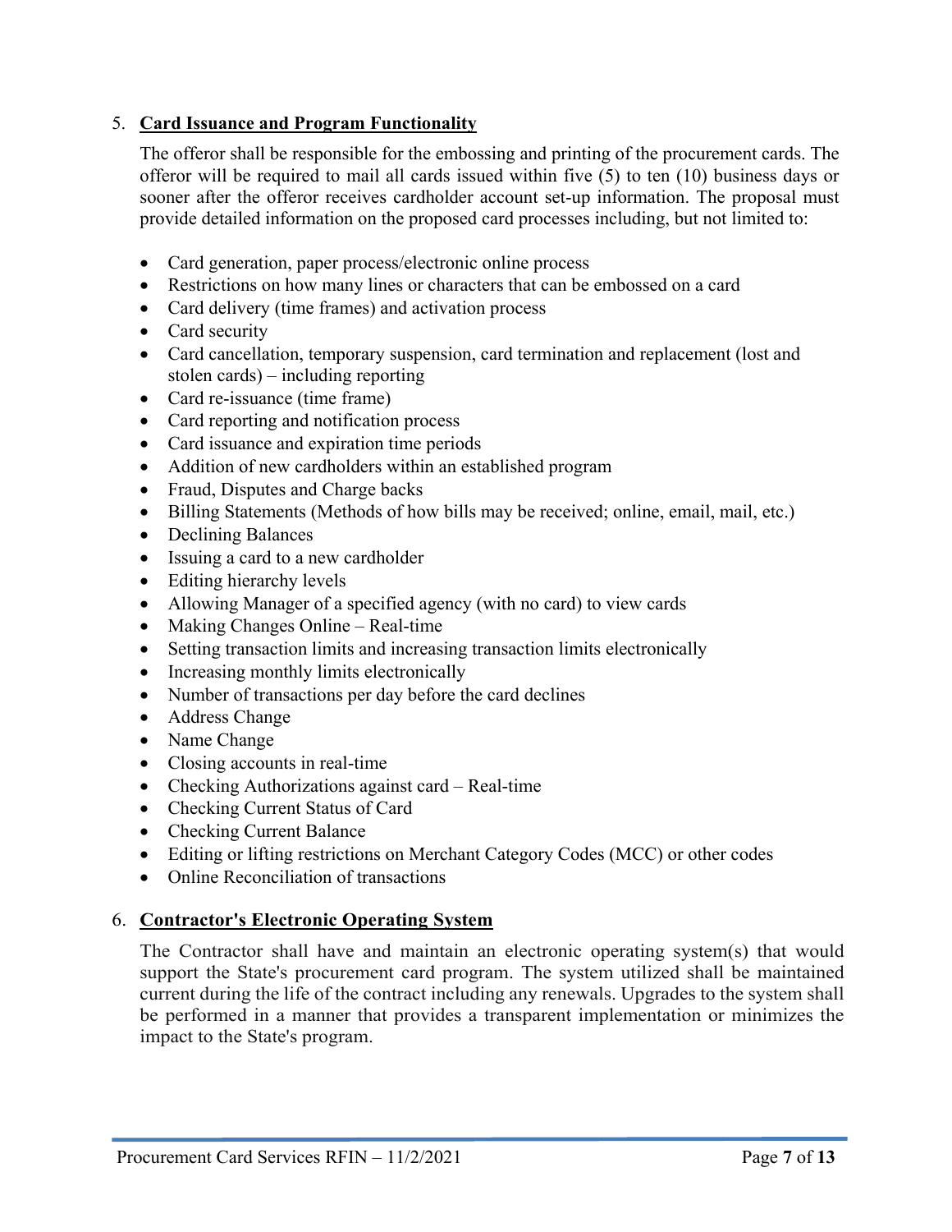5. **Card Issuance and Program Functionality**

The offeror shall be responsible for the embossing and printing of the procurement cards. The offeror will be required to mail all cards issued within five (5) to ten (10) business days or sooner after the offeror receives cardholder account set-up information. The proposal must provide detailed information on the proposed card processes including, but not limited to:

- Card generation, paper process/electronic online process
- Restrictions on how many lines or characters that can be embossed on a card
- Card delivery (time frames) and activation process
- Card security
- Card cancellation, temporary suspension, card termination and replacement (lost and stolen cards) – including reporting
- Card re-issuance (time frame)
- Card reporting and notification process
- Card issuance and expiration time periods
- Addition of new cardholders within an established program
- Fraud, Disputes and Charge backs
- Billing Statements (Methods of how bills may be received; online, email, mail, etc.)
- Declining Balances
- Issuing a card to a new cardholder
- Editing hierarchy levels
- Allowing Manager of a specified agency (with no card) to view cards
- Making Changes Online – Real-time
- Setting transaction limits and increasing transaction limits electronically
- Increasing monthly limits electronically
- Number of transactions per day before the card declines
- Address Change
- Name Change
- Closing accounts in real-time
- Checking Authorizations against card – Real-time
- Checking Current Status of Card
- Checking Current Balance
- Editing or lifting restrictions on Merchant Category Codes (MCC) or other codes
- Online Reconciliation of transactions

6. **Contractor's Electronic Operating System**

The Contractor shall have and maintain an electronic operating system(s) that would support the State's procurement card program. The system utilized shall be maintained current during the life of the contract including any renewals. Upgrades to the system shall be performed in a manner that provides a transparent implementation or minimizes the impact to the State's program.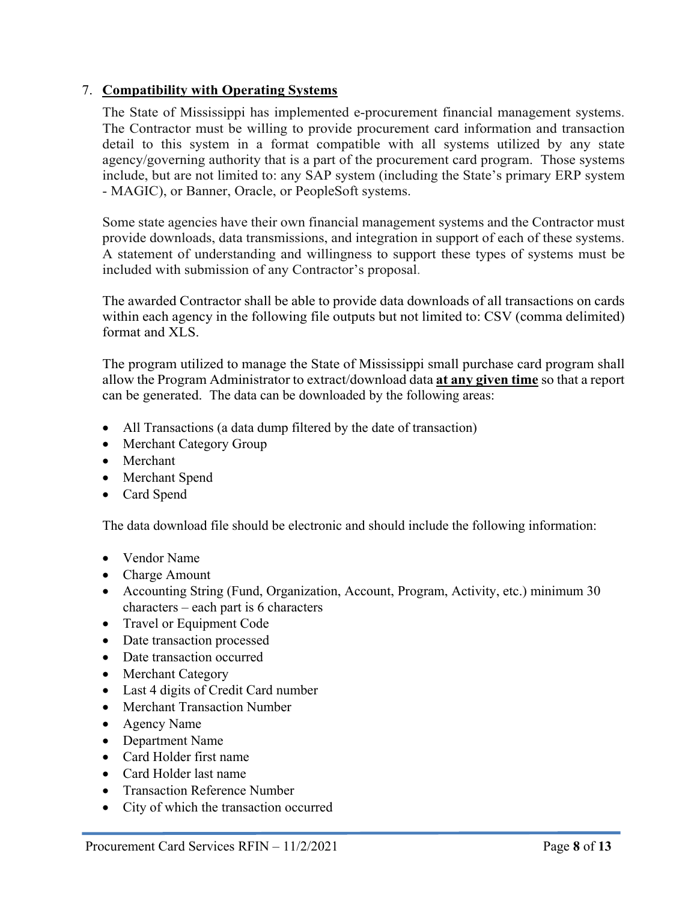7. **<u>Compatibility with Operating Systems</u>**

   The State of Mississippi has implemented e-procurement financial management systems. The Contractor must be willing to provide procurement card information and transaction detail to this system in a format compatible with all systems utilized by any state agency/governing authority that is a part of the procurement card program. Those systems include, but are not limited to: any SAP system (including the State's primary ERP system - MAGIC), or Banner, Oracle, or PeopleSoft systems.

   Some state agencies have their own financial management systems and the Contractor must provide downloads, data transmissions, and integration in support of each of these systems. A statement of understanding and willingness to support these types of systems must be included with submission of any Contractor's proposal.

   The awarded Contractor shall be able to provide data downloads of all transactions on cards within each agency in the following file outputs but not limited to: CSV (comma delimited) format and XLS.

   The program utilized to manage the State of Mississippi small purchase card program shall allow the Program Administrator to extract/download data **<u>at any given time</u>** so that a report can be generated. The data can be downloaded by the following areas:

   - All Transactions (a data dump filtered by the date of transaction)
   - Merchant Category Group
   - Merchant
   - Merchant Spend
   - Card Spend

   The data download file should be electronic and should include the following information:

   - Vendor Name
   - Charge Amount
   - Accounting String (Fund, Organization, Account, Program, Activity, etc.) minimum 30 characters – each part is 6 characters
   - Travel or Equipment Code
   - Date transaction processed
   - Date transaction occurred
   - Merchant Category
   - Last 4 digits of Credit Card number
   - Merchant Transaction Number
   - Agency Name
   - Department Name
   - Card Holder first name
   - Card Holder last name
   - Transaction Reference Number
   - City of which the transaction occurred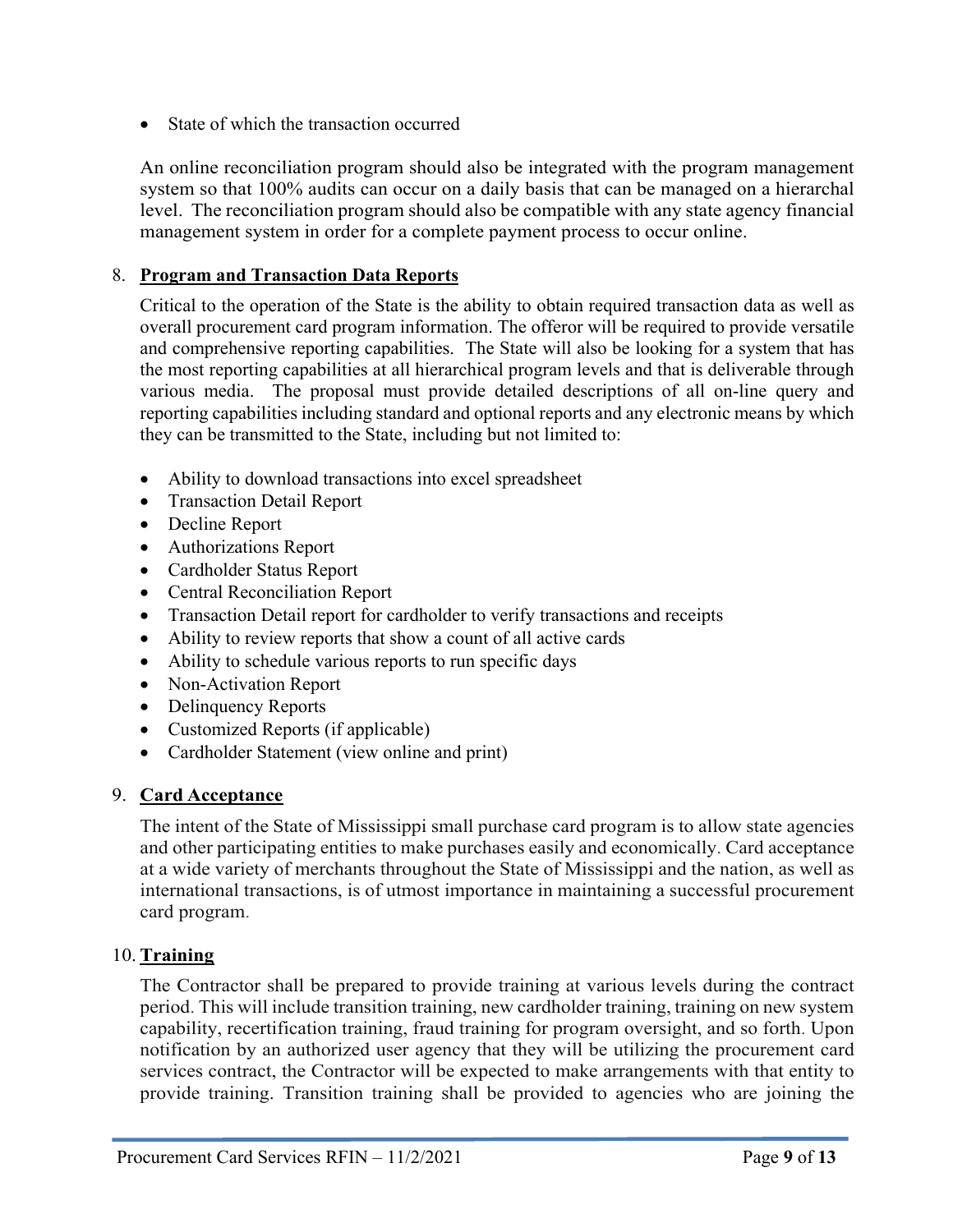- State of which the transaction occurred

An online reconciliation program should also be integrated with the program management system so that 100% audits can occur on a daily basis that can be managed on a hierarchal level. The reconciliation program should also be compatible with any state agency financial management system in order for a complete payment process to occur online.

8. **Program and Transaction Data Reports**

   Critical to the operation of the State is the ability to obtain required transaction data as well as overall procurement card program information. The offeror will be required to provide versatile and comprehensive reporting capabilities. The State will also be looking for a system that has the most reporting capabilities at all hierarchical program levels and that is deliverable through various media. The proposal must provide detailed descriptions of all on-line query and reporting capabilities including standard and optional reports and any electronic means by which they can be transmitted to the State, including but not limited to:

   - Ability to download transactions into excel spreadsheet
   - Transaction Detail Report
   - Decline Report
   - Authorizations Report
   - Cardholder Status Report
   - Central Reconciliation Report
   - Transaction Detail report for cardholder to verify transactions and receipts
   - Ability to review reports that show a count of all active cards
   - Ability to schedule various reports to run specific days
   - Non-Activation Report
   - Delinquency Reports
   - Customized Reports (if applicable)
   - Cardholder Statement (view online and print)

9. **Card Acceptance**

   The intent of the State of Mississippi small purchase card program is to allow state agencies and other participating entities to make purchases easily and economically. Card acceptance at a wide variety of merchants throughout the State of Mississippi and the nation, as well as international transactions, is of utmost importance in maintaining a successful procurement card program.

10. **Training**

    The Contractor shall be prepared to provide training at various levels during the contract period. This will include transition training, new cardholder training, training on new system capability, recertification training, fraud training for program oversight, and so forth. Upon notification by an authorized user agency that they will be utilizing the procurement card services contract, the Contractor will be expected to make arrangements with that entity to provide training. Transition training shall be provided to agencies who are joining the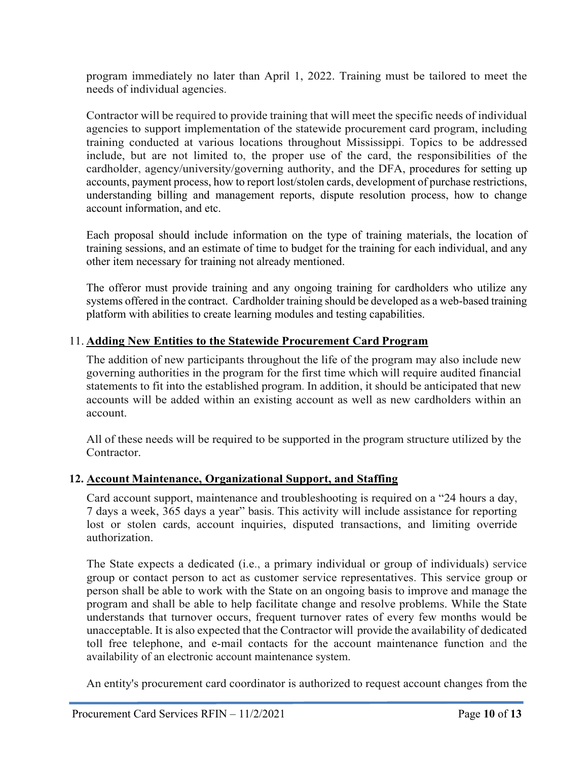program immediately no later than April 1, 2022. Training must be tailored to meet the needs of individual agencies.

Contractor will be required to provide training that will meet the specific needs of individual agencies to support implementation of the statewide procurement card program, including training conducted at various locations throughout Mississippi. Topics to be addressed include, but are not limited to, the proper use of the card, the responsibilities of the cardholder, agency/university/governing authority, and the DFA, procedures for setting up accounts, payment process, how to report lost/stolen cards, development of purchase restrictions, understanding billing and management reports, dispute resolution process, how to change account information, and etc.

Each proposal should include information on the type of training materials, the location of training sessions, and an estimate of time to budget for the training for each individual, and any other item necessary for training not already mentioned.

The offeror must provide training and any ongoing training for cardholders who utilize any systems offered in the contract. Cardholder training should be developed as a web-based training platform with abilities to create learning modules and testing capabilities.

## 11. Adding New Entities to the Statewide Procurement Card Program

The addition of new participants throughout the life of the program may also include new governing authorities in the program for the first time which will require audited financial statements to fit into the established program. In addition, it should be anticipated that new accounts will be added within an existing account as well as new cardholders within an account.

All of these needs will be required to be supported in the program structure utilized by the Contractor.

## 12. Account Maintenance, Organizational Support, and Staffing

Card account support, maintenance and troubleshooting is required on a "24 hours a day, 7 days a week, 365 days a year" basis. This activity will include assistance for reporting lost or stolen cards, account inquiries, disputed transactions, and limiting override authorization.

The State expects a dedicated (i.e., a primary individual or group of individuals) service group or contact person to act as customer service representatives. This service group or person shall be able to work with the State on an ongoing basis to improve and manage the program and shall be able to help facilitate change and resolve problems. While the State understands that turnover occurs, frequent turnover rates of every few months would be unacceptable. It is also expected that the Contractor will provide the availability of dedicated toll free telephone, and e-mail contacts for the account maintenance function and the availability of an electronic account maintenance system.

An entity's procurement card coordinator is authorized to request account changes from the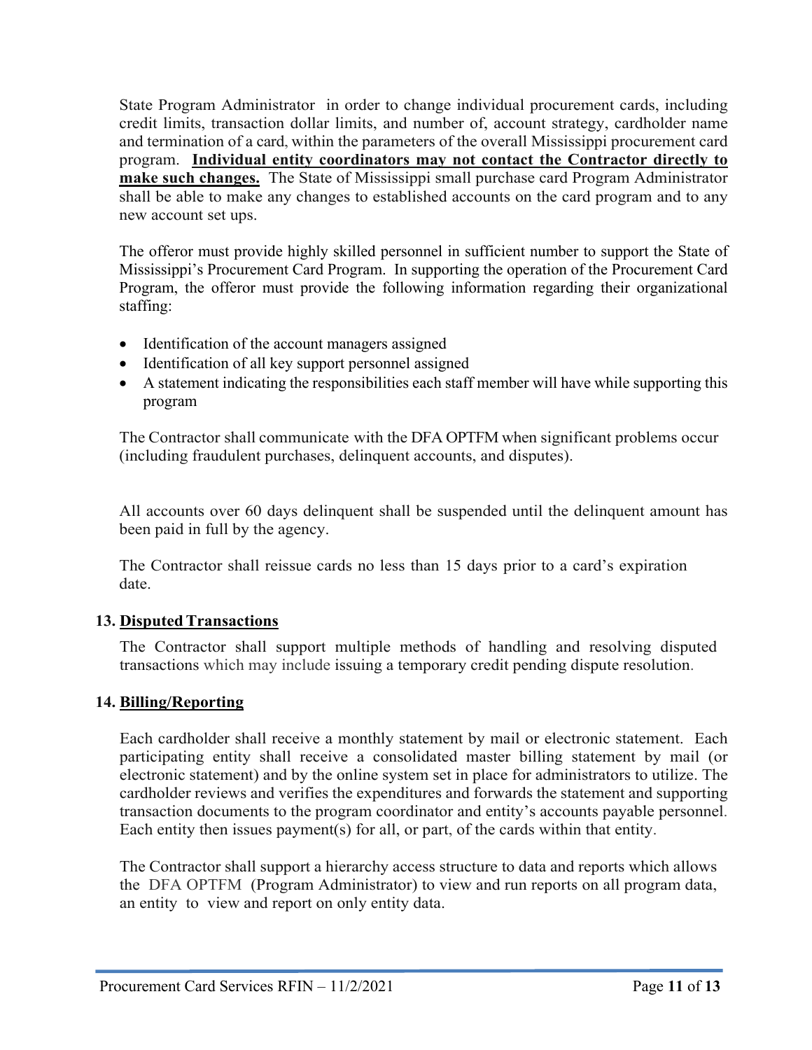State Program Administrator in order to change individual procurement cards, including credit limits, transaction dollar limits, and number of, account strategy, cardholder name and termination of a card, within the parameters of the overall Mississippi procurement card program. **Individual entity coordinators may not contact the Contractor directly to make such changes.** The State of Mississippi small purchase card Program Administrator shall be able to make any changes to established accounts on the card program and to any new account set ups.

The offeror must provide highly skilled personnel in sufficient number to support the State of Mississippi's Procurement Card Program. In supporting the operation of the Procurement Card Program, the offeror must provide the following information regarding their organizational staffing:

- Identification of the account managers assigned
- Identification of all key support personnel assigned
- A statement indicating the responsibilities each staff member will have while supporting this program

The Contractor shall communicate with the DFA OPTFM when significant problems occur (including fraudulent purchases, delinquent accounts, and disputes).

All accounts over 60 days delinquent shall be suspended until the delinquent amount has been paid in full by the agency.

The Contractor shall reissue cards no less than 15 days prior to a card's expiration date.

## 13. Disputed Transactions

The Contractor shall support multiple methods of handling and resolving disputed transactions which may include issuing a temporary credit pending dispute resolution.

## 14. Billing/Reporting

Each cardholder shall receive a monthly statement by mail or electronic statement. Each participating entity shall receive a consolidated master billing statement by mail (or electronic statement) and by the online system set in place for administrators to utilize. The cardholder reviews and verifies the expenditures and forwards the statement and supporting transaction documents to the program coordinator and entity's accounts payable personnel. Each entity then issues payment(s) for all, or part, of the cards within that entity.

The Contractor shall support a hierarchy access structure to data and reports which allows the DFA OPTFM (Program Administrator) to view and run reports on all program data, an entity to view and report on only entity data.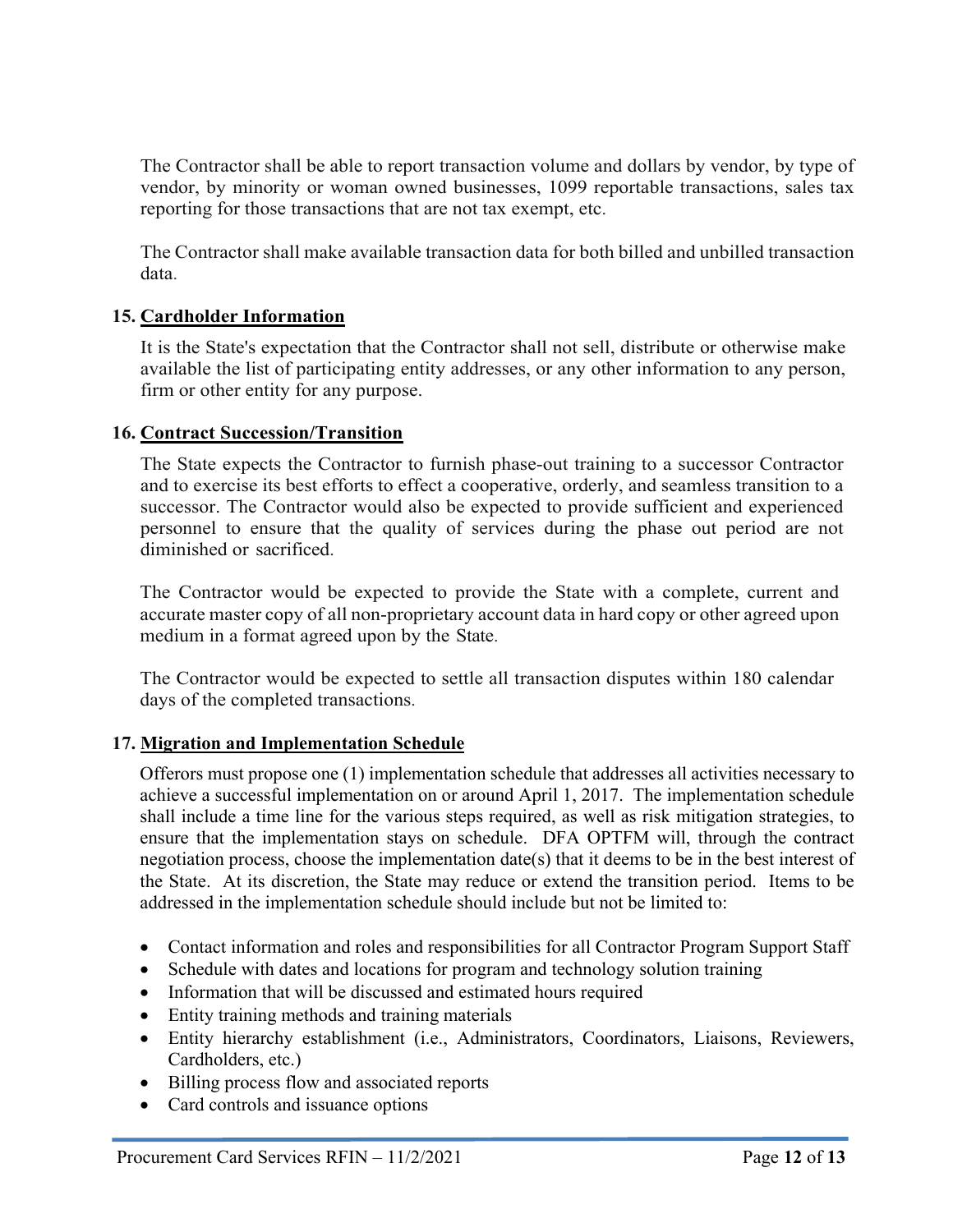The Contractor shall be able to report transaction volume and dollars by vendor, by type of vendor, by minority or woman owned businesses, 1099 reportable transactions, sales tax reporting for those transactions that are not tax exempt, etc.

The Contractor shall make available transaction data for both billed and unbilled transaction data.

### 15. Cardholder Information

It is the State's expectation that the Contractor shall not sell, distribute or otherwise make available the list of participating entity addresses, or any other information to any person, firm or other entity for any purpose.

### 16. Contract Succession/Transition

The State expects the Contractor to furnish phase-out training to a successor Contractor and to exercise its best efforts to effect a cooperative, orderly, and seamless transition to a successor. The Contractor would also be expected to provide sufficient and experienced personnel to ensure that the quality of services during the phase out period are not diminished or sacrificed.

The Contractor would be expected to provide the State with a complete, current and accurate master copy of all non-proprietary account data in hard copy or other agreed upon medium in a format agreed upon by the State.

The Contractor would be expected to settle all transaction disputes within 180 calendar days of the completed transactions.

### 17. Migration and Implementation Schedule

Offerors must propose one (1) implementation schedule that addresses all activities necessary to achieve a successful implementation on or around April 1, 2017. The implementation schedule shall include a time line for the various steps required, as well as risk mitigation strategies, to ensure that the implementation stays on schedule. DFA OPTFM will, through the contract negotiation process, choose the implementation date(s) that it deems to be in the best interest of the State. At its discretion, the State may reduce or extend the transition period. Items to be addressed in the implementation schedule should include but not be limited to:

- Contact information and roles and responsibilities for all Contractor Program Support Staff
- Schedule with dates and locations for program and technology solution training
- Information that will be discussed and estimated hours required
- Entity training methods and training materials
- Entity hierarchy establishment (i.e., Administrators, Coordinators, Liaisons, Reviewers, Cardholders, etc.)
- Billing process flow and associated reports
- Card controls and issuance options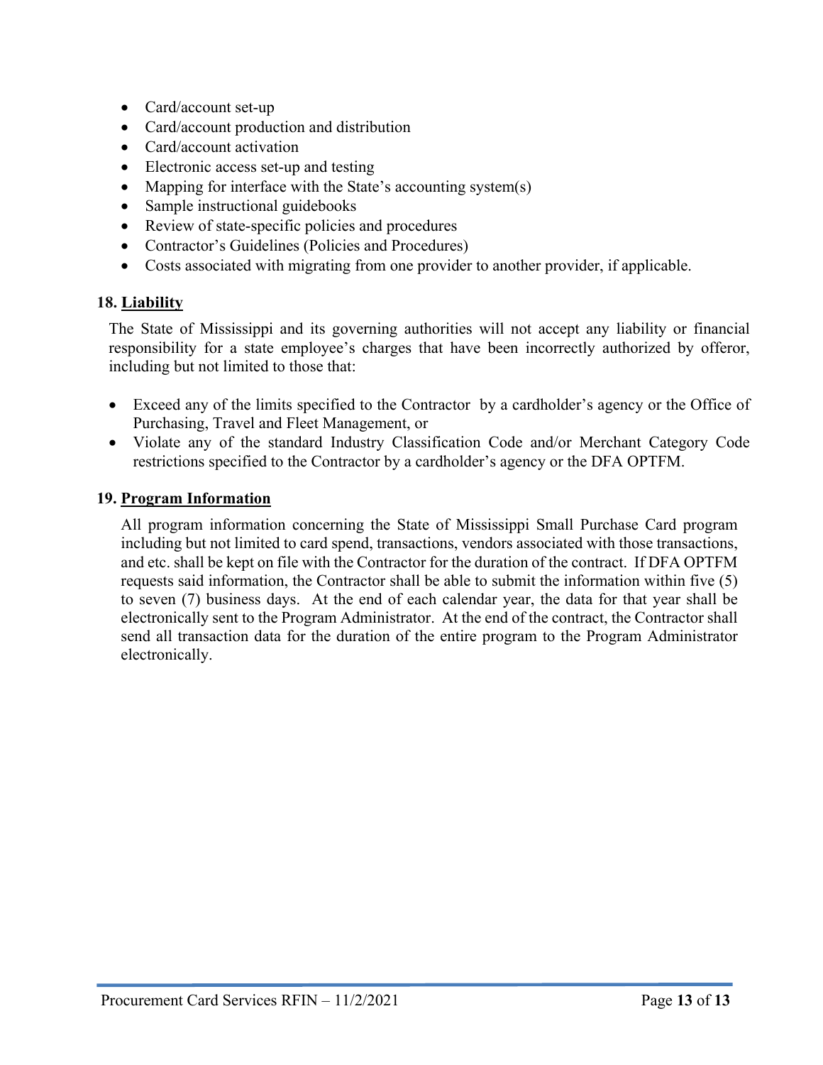- Card/account set-up
- Card/account production and distribution
- Card/account activation
- Electronic access set-up and testing
- Mapping for interface with the State's accounting system(s)
- Sample instructional guidebooks
- Review of state-specific policies and procedures
- Contractor's Guidelines (Policies and Procedures)
- Costs associated with migrating from one provider to another provider, if applicable.

### 18. Liability

The State of Mississippi and its governing authorities will not accept any liability or financial responsibility for a state employee's charges that have been incorrectly authorized by offeror, including but not limited to those that:

- Exceed any of the limits specified to the Contractor by a cardholder's agency or the Office of Purchasing, Travel and Fleet Management, or
- Violate any of the standard Industry Classification Code and/or Merchant Category Code restrictions specified to the Contractor by a cardholder's agency or the DFA OPTFM.

### 19. Program Information

All program information concerning the State of Mississippi Small Purchase Card program including but not limited to card spend, transactions, vendors associated with those transactions, and etc. shall be kept on file with the Contractor for the duration of the contract. If DFA OPTFM requests said information, the Contractor shall be able to submit the information within five (5) to seven (7) business days. At the end of each calendar year, the data for that year shall be electronically sent to the Program Administrator. At the end of the contract, the Contractor shall send all transaction data for the duration of the entire program to the Program Administrator electronically.